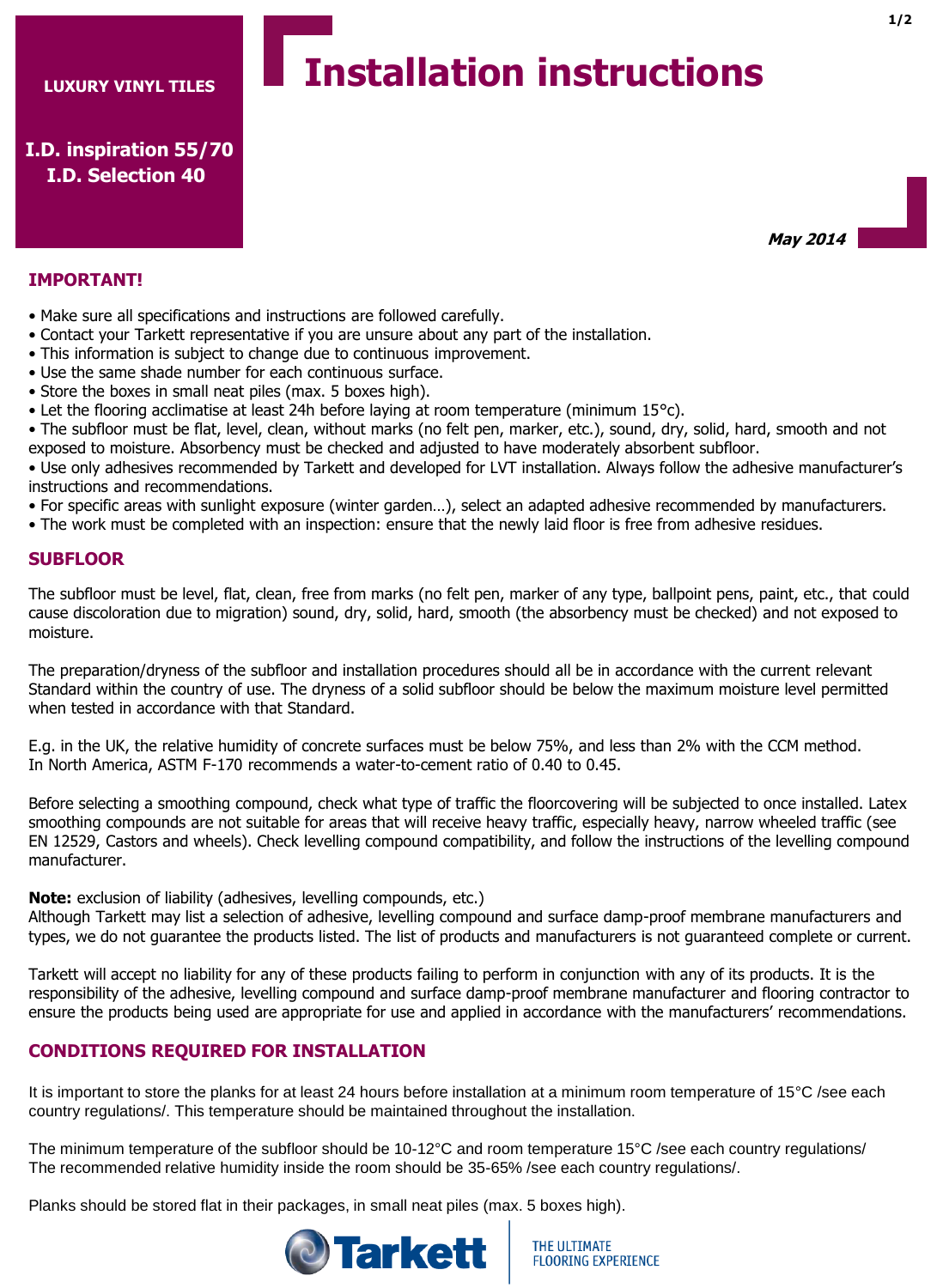**LUXURY VINYL TILES**

**I.D. inspiration 55/70**
**I.D. Selection 40**

# Installation instructions

***May 2014***

## IMPORTANT!

- Make sure all specifications and instructions are followed carefully.
- Contact your Tarkett representative if you are unsure about any part of the installation.
- This information is subject to change due to continuous improvement.
- Use the same shade number for each continuous surface.
- Store the boxes in small neat piles (max. 5 boxes high).
- Let the flooring acclimatise at least 24h before laying at room temperature (minimum 15°c).
- The subfloor must be flat, level, clean, without marks (no felt pen, marker, etc.), sound, dry, solid, hard, smooth and not exposed to moisture. Absorbency must be checked and adjusted to have moderately absorbent subfloor.
- Use only adhesives recommended by Tarkett and developed for LVT installation. Always follow the adhesive manufacturer's instructions and recommendations.
- For specific areas with sunlight exposure (winter garden…), select an adapted adhesive recommended by manufacturers.
- The work must be completed with an inspection: ensure that the newly laid floor is free from adhesive residues.

## SUBFLOOR

The subfloor must be level, flat, clean, free from marks (no felt pen, marker of any type, ballpoint pens, paint, etc., that could cause discoloration due to migration) sound, dry, solid, hard, smooth (the absorbency must be checked) and not exposed to moisture.

The preparation/dryness of the subfloor and installation procedures should all be in accordance with the current relevant Standard within the country of use. The dryness of a solid subfloor should be below the maximum moisture level permitted when tested in accordance with that Standard.

E.g. in the UK, the relative humidity of concrete surfaces must be below 75%, and less than 2% with the CCM method.
In North America, ASTM F-170 recommends a water-to-cement ratio of 0.40 to 0.45.

Before selecting a smoothing compound, check what type of traffic the floorcovering will be subjected to once installed. Latex smoothing compounds are not suitable for areas that will receive heavy traffic, especially heavy, narrow wheeled traffic (see EN 12529, Castors and wheels). Check levelling compound compatibility, and follow the instructions of the levelling compound manufacturer.

**Note:** exclusion of liability (adhesives, levelling compounds, etc.)
Although Tarkett may list a selection of adhesive, levelling compound and surface damp-proof membrane manufacturers and types, we do not guarantee the products listed. The list of products and manufacturers is not guaranteed complete or current.

Tarkett will accept no liability for any of these products failing to perform in conjunction with any of its products. It is the responsibility of the adhesive, levelling compound and surface damp-proof membrane manufacturer and flooring contractor to ensure the products being used are appropriate for use and applied in accordance with the manufacturers' recommendations.

## CONDITIONS REQUIRED FOR INSTALLATION

It is important to store the planks for at least 24 hours before installation at a minimum room temperature of 15°C /see each country regulations/. This temperature should be maintained throughout the installation.

The minimum temperature of the subfloor should be 10-12°C and room temperature 15°C /see each country regulations/
The recommended relative humidity inside the room should be 35-65% /see each country regulations/.

Planks should be stored flat in their packages, in small neat piles (max. 5 boxes high).

Tarkett THE ULTIMATE FLOORING EXPERIENCE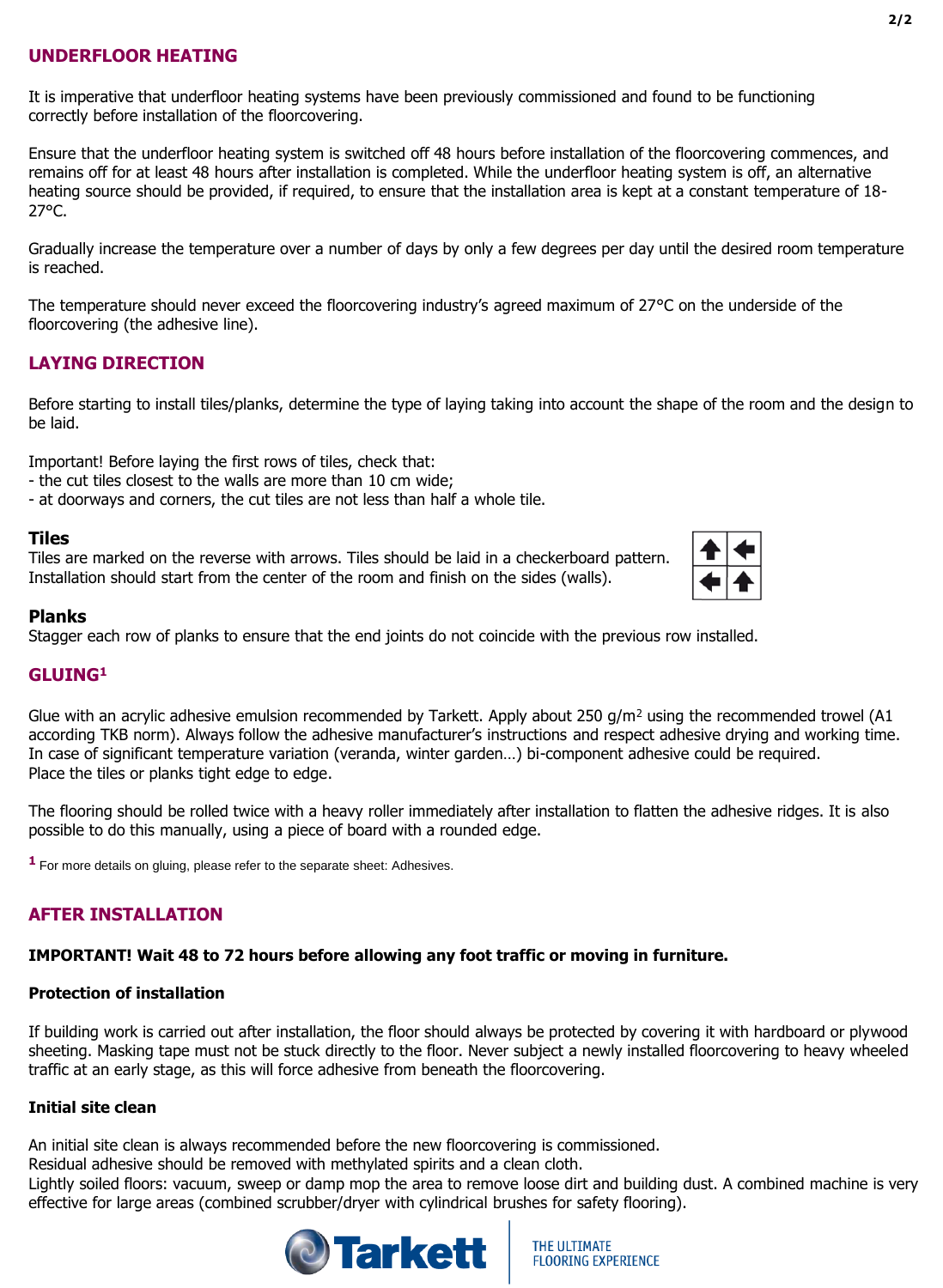## UNDERFLOOR HEATING

It is imperative that underfloor heating systems have been previously commissioned and found to be functioning correctly before installation of the floorcovering.

Ensure that the underfloor heating system is switched off 48 hours before installation of the floorcovering commences, and remains off for at least 48 hours after installation is completed. While the underfloor heating system is off, an alternative heating source should be provided, if required, to ensure that the installation area is kept at a constant temperature of 18-27°C.

Gradually increase the temperature over a number of days by only a few degrees per day until the desired room temperature is reached.

The temperature should never exceed the floorcovering industry's agreed maximum of 27°C on the underside of the floorcovering (the adhesive line).

## LAYING DIRECTION

Before starting to install tiles/planks, determine the type of laying taking into account the shape of the room and the design to be laid.

Important! Before laying the first rows of tiles, check that:
- the cut tiles closest to the walls are more than 10 cm wide;
- at doorways and corners, the cut tiles are not less than half a whole tile.

### Tiles

Tiles are marked on the reverse with arrows. Tiles should be laid in a checkerboard pattern. Installation should start from the center of the room and finish on the sides (walls).

### Planks

Stagger each row of planks to ensure that the end joints do not coincide with the previous row installed.

## GLUING[1]

Glue with an acrylic adhesive emulsion recommended by Tarkett. Apply about 250 g/m$^2$ using the recommended trowel (A1 according TKB norm). Always follow the adhesive manufacturer's instructions and respect adhesive drying and working time. In case of significant temperature variation (veranda, winter garden…) bi-component adhesive could be required.
Place the tiles or planks tight edge to edge.

The flooring should be rolled twice with a heavy roller immediately after installation to flatten the adhesive ridges. It is also possible to do this manually, using a piece of board with a rounded edge.

[1] For more details on gluing, please refer to the separate sheet: Adhesives.

## AFTER INSTALLATION

**IMPORTANT! Wait 48 to 72 hours before allowing any foot traffic or moving in furniture.**

**Protection of installation**

If building work is carried out after installation, the floor should always be protected by covering it with hardboard or plywood sheeting. Masking tape must not be stuck directly to the floor. Never subject a newly installed floorcovering to heavy wheeled traffic at an early stage, as this will force adhesive from beneath the floorcovering.

**Initial site clean**

An initial site clean is always recommended before the new floorcovering is commissioned.
Residual adhesive should be removed with methylated spirits and a clean cloth.
Lightly soiled floors: vacuum, sweep or damp mop the area to remove loose dirt and building dust. A combined machine is very effective for large areas (combined scrubber/dryer with cylindrical brushes for safety flooring).